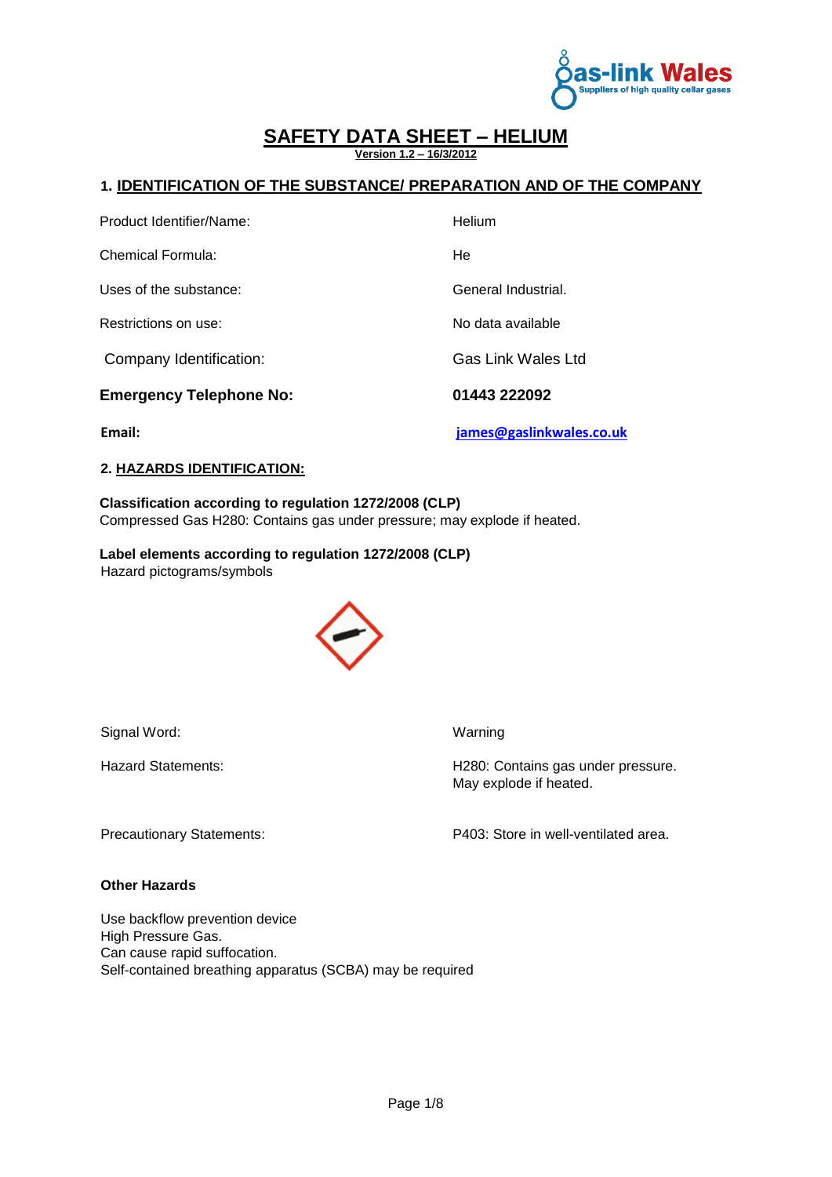# SAFETY DATA SHEET – HELIUM

**Version 1.2 – 16/3/2012**

## 1. IDENTIFICATION OF THE SUBSTANCE/ PREPARATION AND OF THE COMPANY

| | |
|---|---|
| Product Identifier/Name: | Helium |
| Chemical Formula: | He |
| Uses of the substance: | General Industrial. |
| Restrictions on use: | No data available |
| Company Identification: | Gas Link Wales Ltd |
| **Emergency Telephone No:** | **01443 222092** |
| **Email:** | **james@gaslinkwales.co.uk** |

## 2. HAZARDS IDENTIFICATION:

**Classification according to regulation 1272/2008 (CLP)**
Compressed Gas H280: Contains gas under pressure; may explode if heated.

**Label elements according to regulation 1272/2008 (CLP)**
Hazard pictograms/symbols

| | |
|---|---|
| Signal Word: | Warning |
| Hazard Statements: | H280: Contains gas under pressure. May explode if heated. |
| Precautionary Statements: | P403: Store in well-ventilated area. |

**Other Hazards**

Use backflow prevention device
High Pressure Gas.
Can cause rapid suffocation.
Self-contained breathing apparatus (SCBA) may be required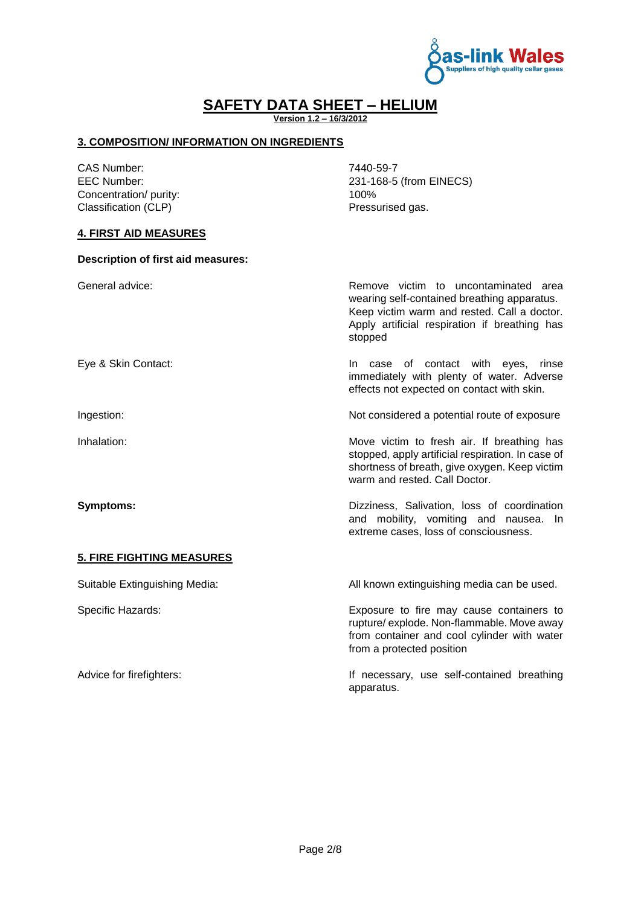# SAFETY DATA SHEET – HELIUM

**Version 1.2 – 16/3/2012**

## 3. COMPOSITION/ INFORMATION ON INGREDIENTS

| | |
|---|---|
| CAS Number: | 7440-59-7 |
| EEC Number: | 231-168-5 (from EINECS) |
| Concentration/ purity: | 100% |
| Classification (CLP) | Pressurised gas. |

## 4. FIRST AID MEASURES

**Description of first aid measures:**

| | |
|---|---|
| General advice: | Remove victim to uncontaminated area wearing self-contained breathing apparatus. Keep victim warm and rested. Call a doctor. Apply artificial respiration if breathing has stopped |
| Eye & Skin Contact: | In case of contact with eyes, rinse immediately with plenty of water. Adverse effects not expected on contact with skin. |
| Ingestion: | Not considered a potential route of exposure |
| Inhalation: | Move victim to fresh air. If breathing has stopped, apply artificial respiration. In case of shortness of breath, give oxygen. Keep victim warm and rested. Call Doctor. |
| **Symptoms:** | Dizziness, Salivation, loss of coordination and mobility, vomiting and nausea. In extreme cases, loss of consciousness. |

## 5. FIRE FIGHTING MEASURES

| | |
|---|---|
| Suitable Extinguishing Media: | All known extinguishing media can be used. |
| Specific Hazards: | Exposure to fire may cause containers to rupture/ explode. Non-flammable. Move away from container and cool cylinder with water from a protected position |
| Advice for firefighters: | If necessary, use self-contained breathing apparatus. |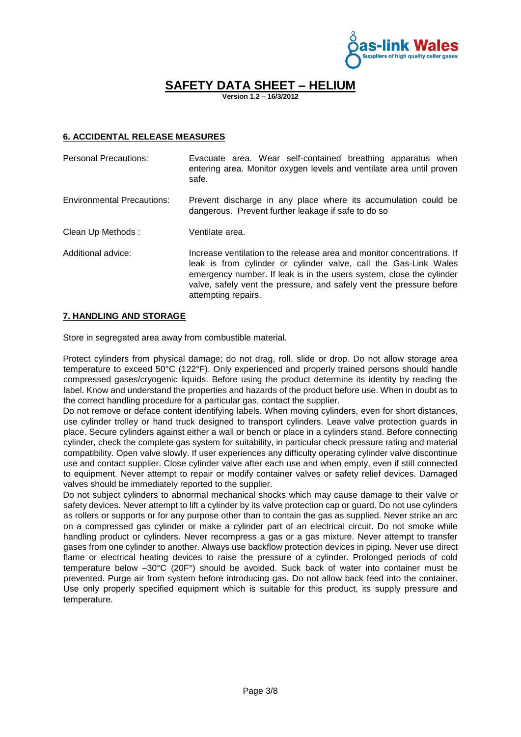# SAFETY DATA SHEET – HELIUM

**Version 1.2 – 16/3/2012**

## 6. ACCIDENTAL RELEASE MEASURES

| | |
|---|---|
| Personal Precautions: | Evacuate area. Wear self-contained breathing apparatus when entering area. Monitor oxygen levels and ventilate area until proven safe. |
| Environmental Precautions: | Prevent discharge in any place where its accumulation could be dangerous. Prevent further leakage if safe to do so |
| Clean Up Methods : | Ventilate area. |
| Additional advice: | Increase ventilation to the release area and monitor concentrations. If leak is from cylinder or cylinder valve, call the Gas-Link Wales emergency number. If leak is in the users system, close the cylinder valve, safely vent the pressure, and safely vent the pressure before attempting repairs. |

## 7. HANDLING AND STORAGE

Store in segregated area away from combustible material.

Protect cylinders from physical damage; do not drag, roll, slide or drop. Do not allow storage area temperature to exceed 50°C (122°F). Only experienced and properly trained persons should handle compressed gases/cryogenic liquids. Before using the product determine its identity by reading the label. Know and understand the properties and hazards of the product before use. When in doubt as to the correct handling procedure for a particular gas, contact the supplier.
Do not remove or deface content identifying labels. When moving cylinders, even for short distances, use cylinder trolley or hand truck designed to transport cylinders. Leave valve protection guards in place. Secure cylinders against either a wall or bench or place in a cylinders stand. Before connecting cylinder, check the complete gas system for suitability, in particular check pressure rating and material compatibility. Open valve slowly. If user experiences any difficulty operating cylinder valve discontinue use and contact supplier. Close cylinder valve after each use and when empty, even if still connected to equipment. Never attempt to repair or modify container valves or safety relief devices. Damaged valves should be immediately reported to the supplier.
Do not subject cylinders to abnormal mechanical shocks which may cause damage to their valve or safety devices. Never attempt to lift a cylinder by its valve protection cap or guard. Do not use cylinders as rollers or supports or for any purpose other than to contain the gas as supplied. Never strike an arc on a compressed gas cylinder or make a cylinder part of an electrical circuit. Do not smoke while handling product or cylinders. Never recompress a gas or a gas mixture. Never attempt to transfer gases from one cylinder to another. Always use backflow protection devices in piping. Never use direct flame or electrical heating devices to raise the pressure of a cylinder. Prolonged periods of cold temperature below –30°C (20F°) should be avoided. Suck back of water into container must be prevented. Purge air from system before introducing gas. Do not allow back feed into the container. Use only properly specified equipment which is suitable for this product, its supply pressure and temperature.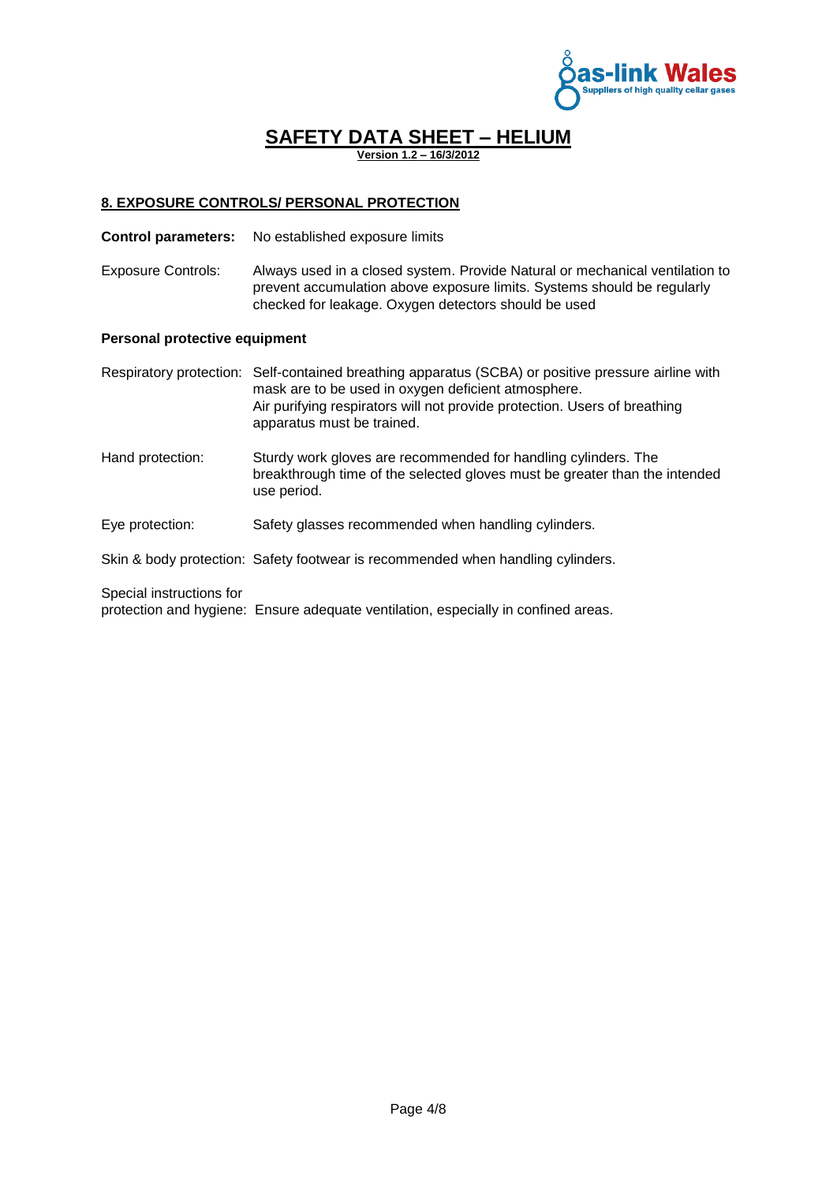# SAFETY DATA SHEET – HELIUM

**Version 1.2 – 16/3/2012**

## 8. EXPOSURE CONTROLS/ PERSONAL PROTECTION

**Control parameters:** No established exposure limits

Exposure Controls: Always used in a closed system. Provide Natural or mechanical ventilation to prevent accumulation above exposure limits. Systems should be regularly checked for leakage. Oxygen detectors should be used

### Personal protective equipment

Respiratory protection: Self-contained breathing apparatus (SCBA) or positive pressure airline with mask are to be used in oxygen deficient atmosphere. Air purifying respirators will not provide protection. Users of breathing apparatus must be trained.

Hand protection: Sturdy work gloves are recommended for handling cylinders. The breakthrough time of the selected gloves must be greater than the intended use period.

Eye protection: Safety glasses recommended when handling cylinders.

Skin & body protection: Safety footwear is recommended when handling cylinders.

Special instructions for protection and hygiene: Ensure adequate ventilation, especially in confined areas.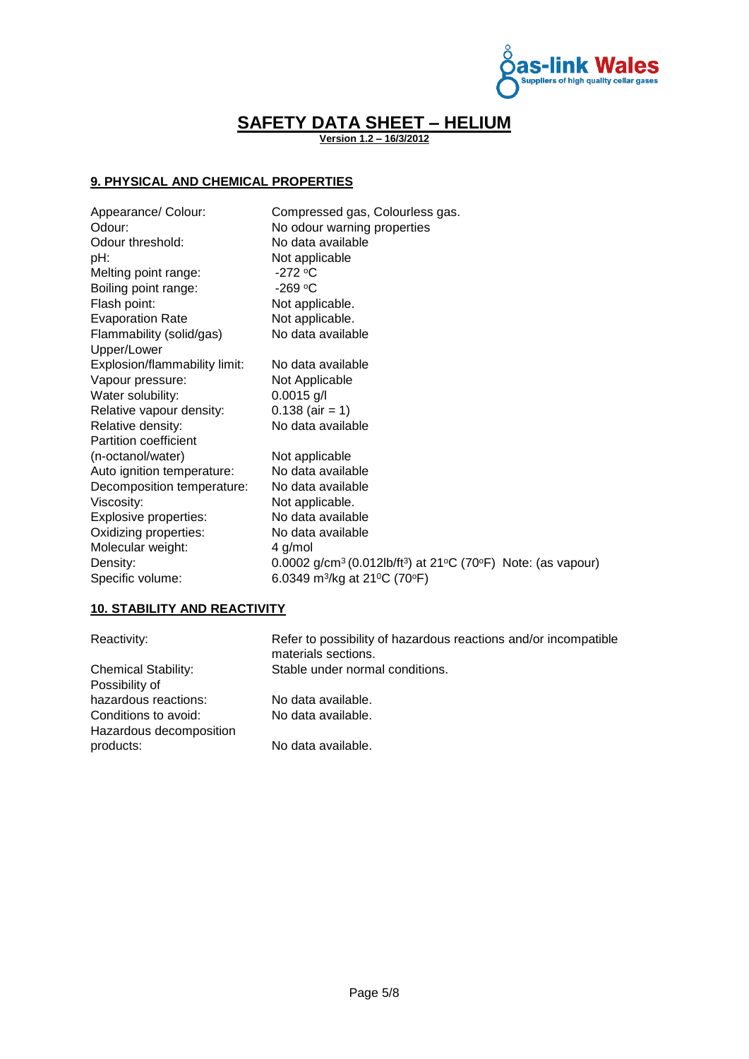# SAFETY DATA SHEET – HELIUM

**Version 1.2 – 16/3/2012**

## 9. PHYSICAL AND CHEMICAL PROPERTIES

| | |
|---|---|
| Appearance/ Colour: | Compressed gas, Colourless gas. |
| Odour: | No odour warning properties |
| Odour threshold: | No data available |
| pH: | Not applicable |
| Melting point range: | -272 °C |
| Boiling point range: | -269 °C |
| Flash point: | Not applicable. |
| Evaporation Rate | Not applicable. |
| Flammability (solid/gas) | No data available |
| Upper/Lower Explosion/flammability limit: | No data available |
| Vapour pressure: | Not Applicable |
| Water solubility: | 0.0015 g/l |
| Relative vapour density: | 0.138 (air = 1) |
| Relative density: | No data available |
| Partition coefficient (n-octanol/water) | Not applicable |
| Auto ignition temperature: | No data available |
| Decomposition temperature: | No data available |
| Viscosity: | Not applicable. |
| Explosive properties: | No data available |
| Oxidizing properties: | No data available |
| Molecular weight: | 4 g/mol |
| Density: | 0.0002 $g/cm^3$ (0.012 $lb/ft^3$) at 21°C (70°F) Note: (as vapour) |
| Specific volume: | 6.0349 $m^3/kg$ at 21°C (70°F) |

## 10. STABILITY AND REACTIVITY

| | |
|---|---|
| Reactivity: | Refer to possibility of hazardous reactions and/or incompatible materials sections. |
| Chemical Stability: | Stable under normal conditions. |
| Possibility of hazardous reactions: | No data available. |
| Conditions to avoid: | No data available. |
| Hazardous decomposition products: | No data available. |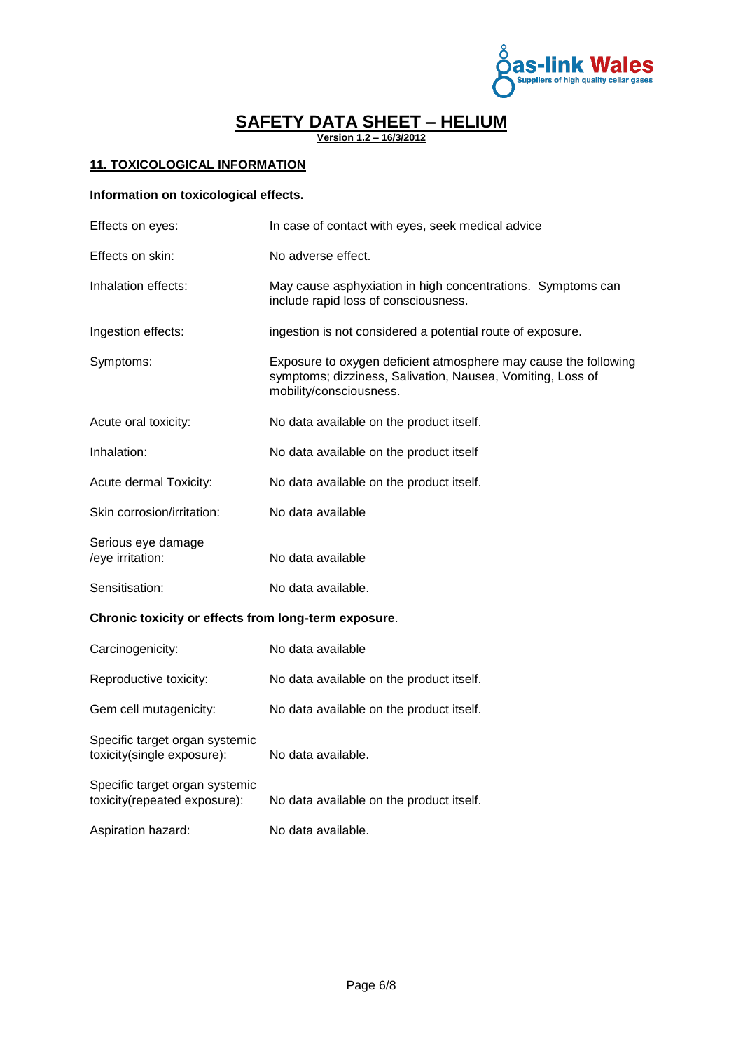# SAFETY DATA SHEET – HELIUM

**Version 1.2 – 16/3/2012**

## 11. TOXICOLOGICAL INFORMATION

**Information on toxicological effects.**

| | |
|---|---|
| Effects on eyes: | In case of contact with eyes, seek medical advice |
| Effects on skin: | No adverse effect. |
| Inhalation effects: | May cause asphyxiation in high concentrations. Symptoms can include rapid loss of consciousness. |
| Ingestion effects: | ingestion is not considered a potential route of exposure. |
| Symptoms: | Exposure to oxygen deficient atmosphere may cause the following symptoms; dizziness, Salivation, Nausea, Vomiting, Loss of mobility/consciousness. |
| Acute oral toxicity: | No data available on the product itself. |
| Inhalation: | No data available on the product itself |
| Acute dermal Toxicity: | No data available on the product itself. |
| Skin corrosion/irritation: | No data available |
| Serious eye damage /eye irritation: | No data available |
| Sensitisation: | No data available. |

**Chronic toxicity or effects from long-term exposure**.

| | |
|---|---|
| Carcinogenicity: | No data available |
| Reproductive toxicity: | No data available on the product itself. |
| Gem cell mutagenicity: | No data available on the product itself. |
| Specific target organ systemic toxicity(single exposure): | No data available. |
| Specific target organ systemic toxicity(repeated exposure): | No data available on the product itself. |
| Aspiration hazard: | No data available. |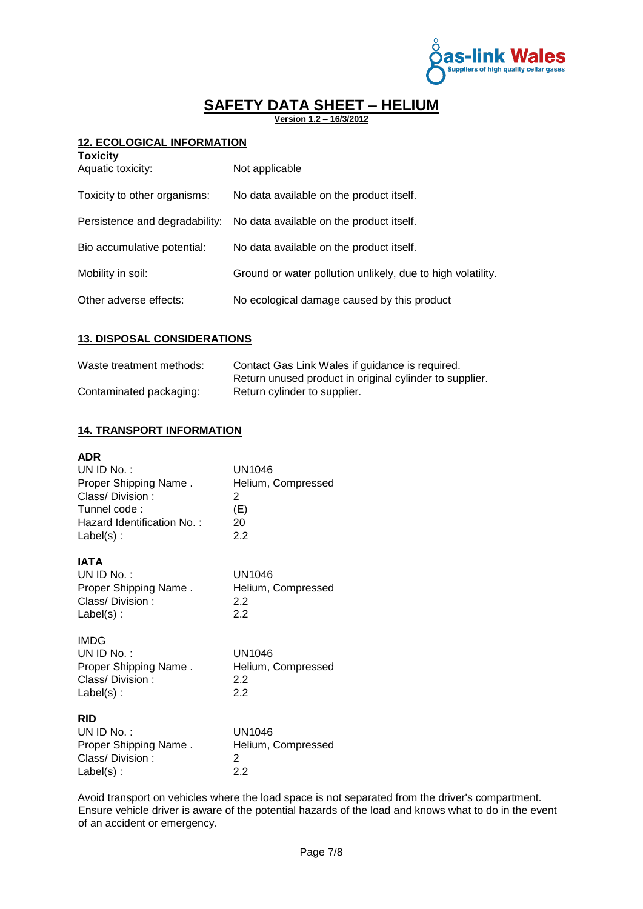# SAFETY DATA SHEET – HELIUM

**Version 1.2 – 16/3/2012**

## 12. ECOLOGICAL INFORMATION

**Toxicity**

| | |
|---|---|
| Aquatic toxicity: | Not applicable |
| Toxicity to other organisms: | No data available on the product itself. |
| Persistence and degradability: | No data available on the product itself. |
| Bio accumulative potential: | No data available on the product itself. |
| Mobility in soil: | Ground or water pollution unlikely, due to high volatility. |
| Other adverse effects: | No ecological damage caused by this product |

## 13. DISPOSAL CONSIDERATIONS

| | |
|---|---|
| Waste treatment methods: | Contact Gas Link Wales if guidance is required. Return unused product in original cylinder to supplier. |
| Contaminated packaging: | Return cylinder to supplier. |

## 14. TRANSPORT INFORMATION

**ADR**

| | |
|---|---|
| UN ID No. : | UN1046 |
| Proper Shipping Name . | Helium, Compressed |
| Class/ Division : | 2 |
| Tunnel code : | (E) |
| Hazard Identification No. : | 20 |
| Label(s) : | 2.2 |

**IATA**

| | |
|---|---|
| UN ID No. : | UN1046 |
| Proper Shipping Name . | Helium, Compressed |
| Class/ Division : | 2.2 |
| Label(s) : | 2.2 |

IMDG

| | |
|---|---|
| UN ID No. : | UN1046 |
| Proper Shipping Name . | Helium, Compressed |
| Class/ Division : | 2.2 |
| Label(s) : | 2.2 |

**RID**

| | |
|---|---|
| UN ID No. : | UN1046 |
| Proper Shipping Name . | Helium, Compressed |
| Class/ Division : | 2 |
| Label(s) : | 2.2 |

Avoid transport on vehicles where the load space is not separated from the driver's compartment. Ensure vehicle driver is aware of the potential hazards of the load and knows what to do in the event of an accident or emergency.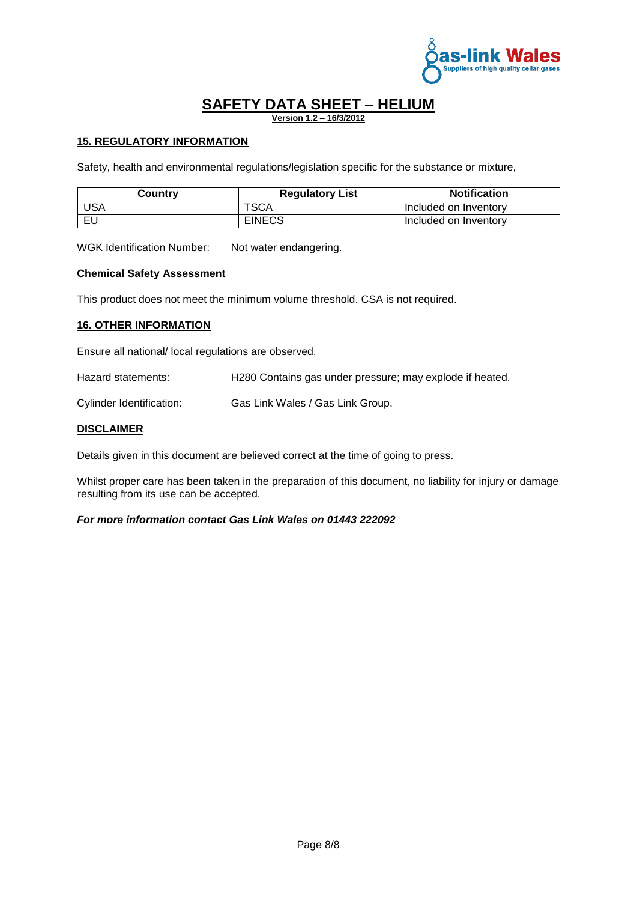# SAFETY DATA SHEET – HELIUM

**Version 1.2 – 16/3/2012**

## 15. REGULATORY INFORMATION

Safety, health and environmental regulations/legislation specific for the substance or mixture,

| Country | Regulatory List | Notification |
|---|---|---|
| USA | TSCA | Included on Inventory |
| EU | EINECS | Included on Inventory |

WGK Identification Number: Not water endangering.

**Chemical Safety Assessment**

This product does not meet the minimum volume threshold. CSA is not required.

## 16. OTHER INFORMATION

Ensure all national/ local regulations are observed.

Hazard statements: H280 Contains gas under pressure; may explode if heated.

Cylinder Identification: Gas Link Wales / Gas Link Group.

## DISCLAIMER

Details given in this document are believed correct at the time of going to press.

Whilst proper care has been taken in the preparation of this document, no liability for injury or damage resulting from its use can be accepted.

***For more information contact Gas Link Wales on 01443 222092***